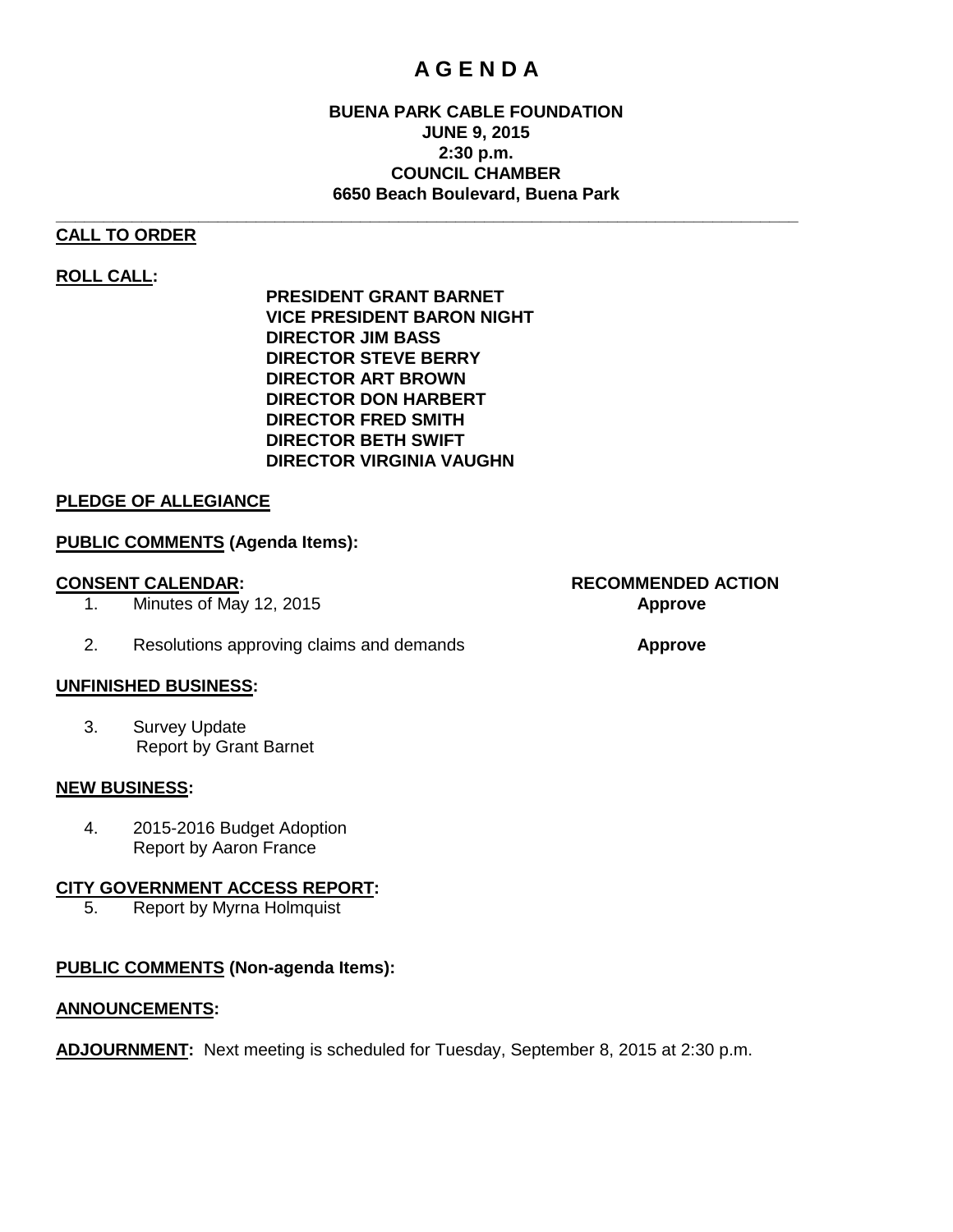# A G E N D A

**BUENA PARK CABLE FOUNDATION**
**JUNE 9, 2015**
**2:30 p.m.**
**COUNCIL CHAMBER**
**6650 Beach Boulevard, Buena Park**

---

**CALL TO ORDER**

**ROLL CALL:**

**PRESIDENT GRANT BARNET**
**VICE PRESIDENT BARON NIGHT**
**DIRECTOR JIM BASS**
**DIRECTOR STEVE BERRY**
**DIRECTOR ART BROWN**
**DIRECTOR DON HARBERT**
**DIRECTOR FRED SMITH**
**DIRECTOR BETH SWIFT**
**DIRECTOR VIRGINIA VAUGHN**

**PLEDGE OF ALLEGIANCE**

**PUBLIC COMMENTS (Agenda Items):**

| **CONSENT CALENDAR:** | **RECOMMENDED ACTION** |
|---|---|
| 1. Minutes of May 12, 2015 | **Approve** |
| 2. Resolutions approving claims and demands | **Approve** |

**UNFINISHED BUSINESS:**

3. Survey Update
   Report by Grant Barnet

**NEW BUSINESS:**

4. 2015-2016 Budget Adoption
   Report by Aaron France

**CITY GOVERNMENT ACCESS REPORT:**

5. Report by Myrna Holmquist

**PUBLIC COMMENTS (Non-agenda Items):**

**ANNOUNCEMENTS:**

**ADJOURNMENT:** Next meeting is scheduled for Tuesday, September 8, 2015 at 2:30 p.m.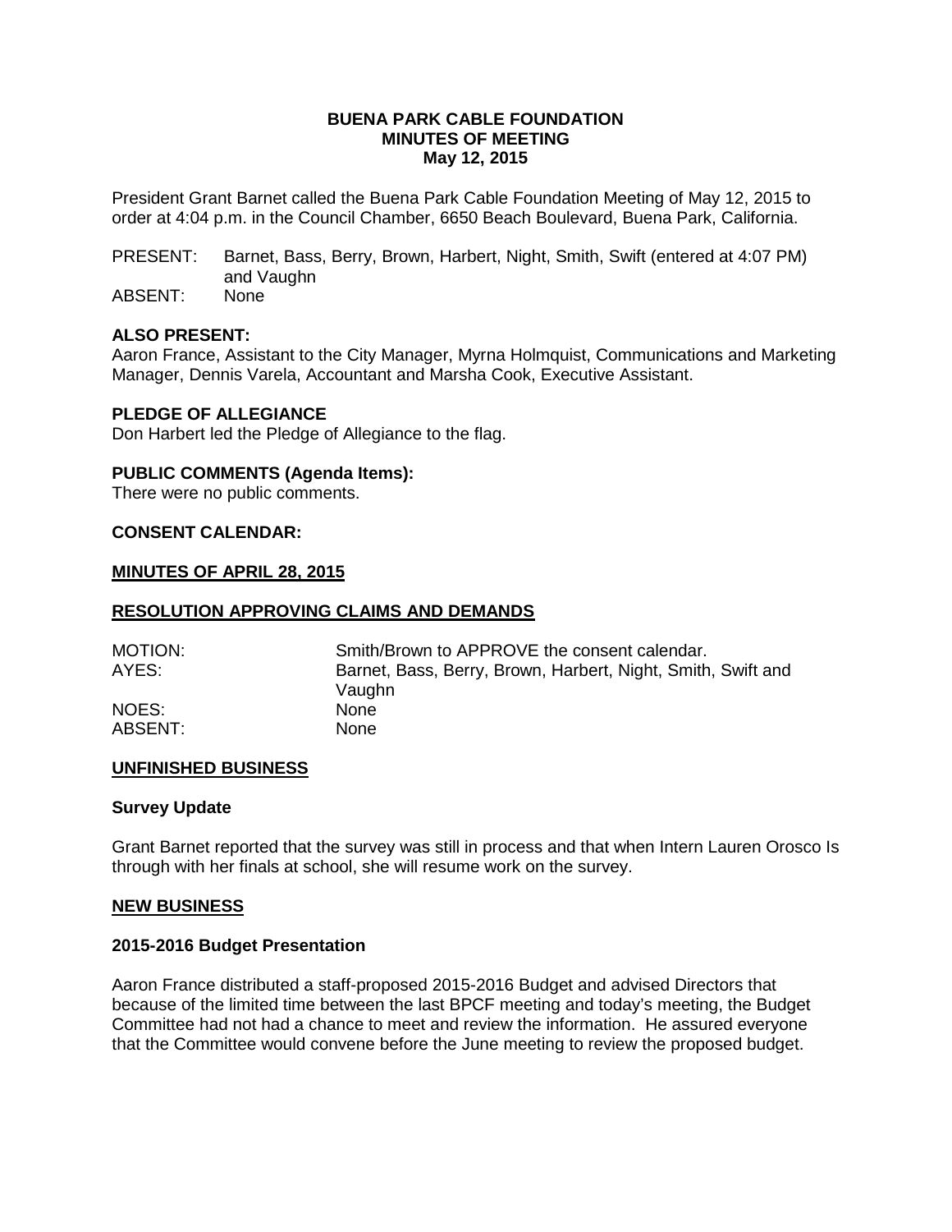**BUENA PARK CABLE FOUNDATION**
**MINUTES OF MEETING**
**May 12, 2015**

President Grant Barnet called the Buena Park Cable Foundation Meeting of May 12, 2015 to order at 4:04 p.m. in the Council Chamber, 6650 Beach Boulevard, Buena Park, California.

PRESENT: Barnet, Bass, Berry, Brown, Harbert, Night, Smith, Swift (entered at 4:07 PM) and Vaughn
ABSENT: None

**ALSO PRESENT:**
Aaron France, Assistant to the City Manager, Myrna Holmquist, Communications and Marketing Manager, Dennis Varela, Accountant and Marsha Cook, Executive Assistant.

**PLEDGE OF ALLEGIANCE**
Don Harbert led the Pledge of Allegiance to the flag.

**PUBLIC COMMENTS (Agenda Items):**
There were no public comments.

**CONSENT CALENDAR:**

**MINUTES OF APRIL 28, 2015**

**RESOLUTION APPROVING CLAIMS AND DEMANDS**

MOTION: Smith/Brown to APPROVE the consent calendar.
AYES: Barnet, Bass, Berry, Brown, Harbert, Night, Smith, Swift and Vaughn
NOES: None
ABSENT: None

**UNFINISHED BUSINESS**

**Survey Update**

Grant Barnet reported that the survey was still in process and that when Intern Lauren Orosco Is through with her finals at school, she will resume work on the survey.

**NEW BUSINESS**

**2015-2016 Budget Presentation**

Aaron France distributed a staff-proposed 2015-2016 Budget and advised Directors that because of the limited time between the last BPCF meeting and today's meeting, the Budget Committee had not had a chance to meet and review the information. He assured everyone that the Committee would convene before the June meeting to review the proposed budget.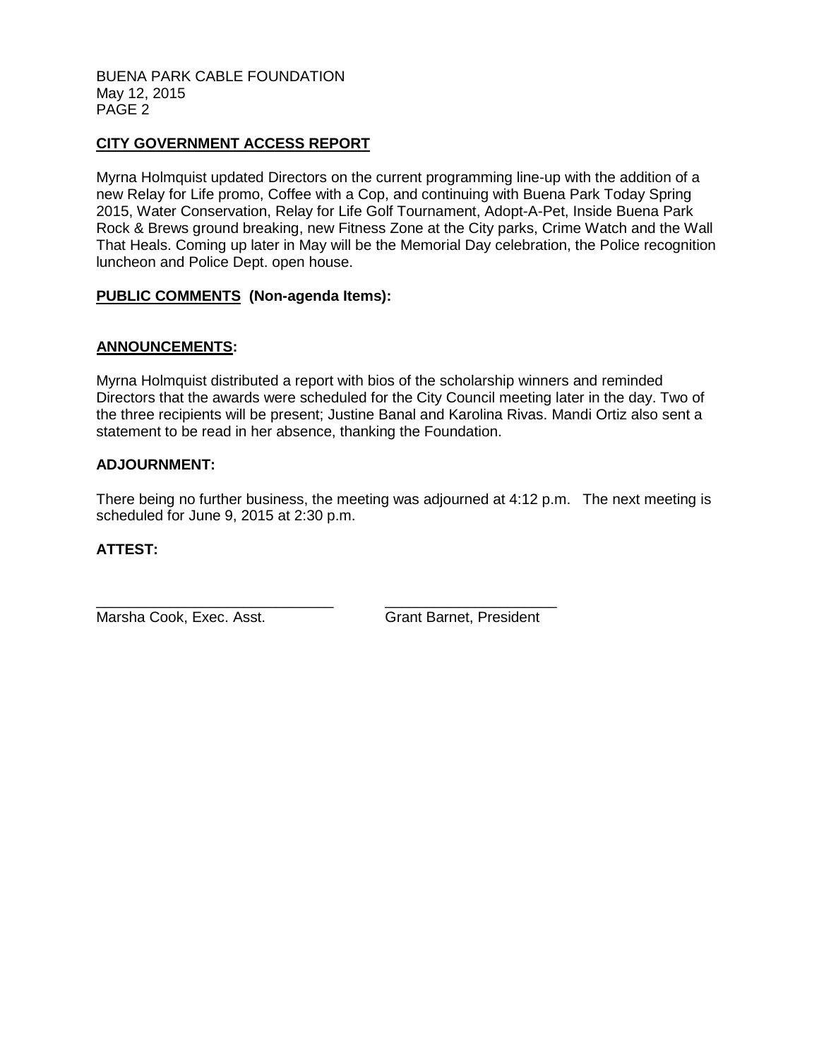## CITY GOVERNMENT ACCESS REPORT

Myrna Holmquist updated Directors on the current programming line-up with the addition of a new Relay for Life promo, Coffee with a Cop, and continuing with Buena Park Today Spring 2015, Water Conservation, Relay for Life Golf Tournament, Adopt-A-Pet, Inside Buena Park Rock & Brews ground breaking, new Fitness Zone at the City parks, Crime Watch and the Wall That Heals. Coming up later in May will be the Memorial Day celebration, the Police recognition luncheon and Police Dept. open house.

## PUBLIC COMMENTS (Non-agenda Items):

## ANNOUNCEMENTS:

Myrna Holmquist distributed a report with bios of the scholarship winners and reminded Directors that the awards were scheduled for the City Council meeting later in the day. Two of the three recipients will be present; Justine Banal and Karolina Rivas. Mandi Ortiz also sent a statement to be read in her absence, thanking the Foundation.

## ADJOURNMENT:

There being no further business, the meeting was adjourned at 4:12 p.m. The next meeting is scheduled for June 9, 2015 at 2:30 p.m.

## ATTEST:

______________________________ ______________________________

Marsha Cook, Exec. Asst. Grant Barnet, President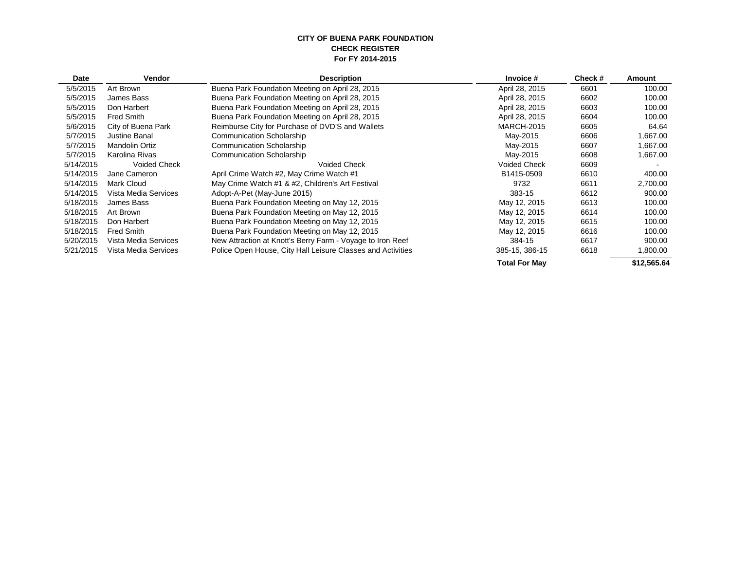**CITY OF BUENA PARK FOUNDATION**
**CHECK REGISTER**
**For FY 2014-2015**

| Date | Vendor | Description | Invoice # | Check # | Amount |
|---|---|---|---|---|---|
| 5/5/2015 | Art Brown | Buena Park Foundation Meeting on April 28, 2015 | April 28, 2015 | 6601 | 100.00 |
| 5/5/2015 | James Bass | Buena Park Foundation Meeting on April 28, 2015 | April 28, 2015 | 6602 | 100.00 |
| 5/5/2015 | Don Harbert | Buena Park Foundation Meeting on April 28, 2015 | April 28, 2015 | 6603 | 100.00 |
| 5/5/2015 | Fred Smith | Buena Park Foundation Meeting on April 28, 2015 | April 28, 2015 | 6604 | 100.00 |
| 5/6/2015 | City of Buena Park | Reimburse City for Purchase of DVD'S and Wallets | MARCH-2015 | 6605 | 64.64 |
| 5/7/2015 | Justine Banal | Communication Scholarship | May-2015 | 6606 | 1,667.00 |
| 5/7/2015 | Mandolin Ortiz | Communication Scholarship | May-2015 | 6607 | 1,667.00 |
| 5/7/2015 | Karolina Rivas | Communication Scholarship | May-2015 | 6608 | 1,667.00 |
| 5/14/2015 | Voided Check | Voided Check | Voided Check | 6609 | - |
| 5/14/2015 | Jane Cameron | April Crime Watch #2, May Crime Watch #1 | B1415-0509 | 6610 | 400.00 |
| 5/14/2015 | Mark Cloud | May Crime Watch #1 & #2, Children's Art Festival | 9732 | 6611 | 2,700.00 |
| 5/14/2015 | Vista Media Services | Adopt-A-Pet (May-June 2015) | 383-15 | 6612 | 900.00 |
| 5/18/2015 | James Bass | Buena Park Foundation Meeting on May 12, 2015 | May 12, 2015 | 6613 | 100.00 |
| 5/18/2015 | Art Brown | Buena Park Foundation Meeting on May 12, 2015 | May 12, 2015 | 6614 | 100.00 |
| 5/18/2015 | Don Harbert | Buena Park Foundation Meeting on May 12, 2015 | May 12, 2015 | 6615 | 100.00 |
| 5/18/2015 | Fred Smith | Buena Park Foundation Meeting on May 12, 2015 | May 12, 2015 | 6616 | 100.00 |
| 5/20/2015 | Vista Media Services | New Attraction at Knott's Berry Farm - Voyage to Iron Reef | 384-15 | 6617 | 900.00 |
| 5/21/2015 | Vista Media Services | Police Open House, City Hall Leisure Classes and Activities | 385-15, 386-15 | 6618 | 1,800.00 |
| | | | **Total For May** | | **$12,565.64** |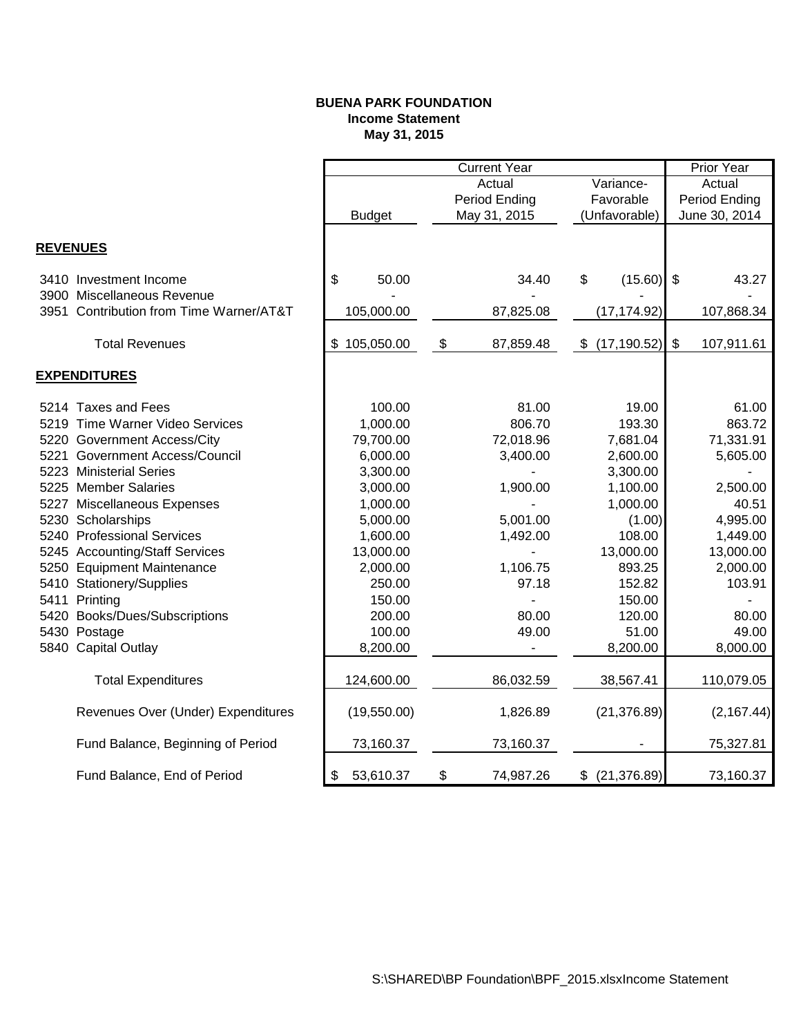**BUENA PARK FOUNDATION**
**Income Statement**
**May 31, 2015**

| | Current Year | | | Prior Year |
|---|---|---|---|---|
| | Budget | Actual Period Ending May 31, 2015 | Variance- Favorable (Unfavorable) | Actual Period Ending June 30, 2014 |
| **REVENUES** | | | | |
| 3410 Investment Income | $ 50.00 | 34.40 | $ (15.60) | $ 43.27 |
| 3900 Miscellaneous Revenue | - | - | - | - |
| 3951 Contribution from Time Warner/AT&T | 105,000.00 | 87,825.08 | (17,174.92) | 107,868.34 |
| Total Revenues | $ 105,050.00 | $ 87,859.48 | $ (17,190.52) | $ 107,911.61 |
| **EXPENDITURES** | | | | |
| 5214 Taxes and Fees | 100.00 | 81.00 | 19.00 | 61.00 |
| 5219 Time Warner Video Services | 1,000.00 | 806.70 | 193.30 | 863.72 |
| 5220 Government Access/City | 79,700.00 | 72,018.96 | 7,681.04 | 71,331.91 |
| 5221 Government Access/Council | 6,000.00 | 3,400.00 | 2,600.00 | 5,605.00 |
| 5223 Ministerial Series | 3,300.00 | - | 3,300.00 | - |
| 5225 Member Salaries | 3,000.00 | 1,900.00 | 1,100.00 | 2,500.00 |
| 5227 Miscellaneous Expenses | 1,000.00 | - | 1,000.00 | 40.51 |
| 5230 Scholarships | 5,000.00 | 5,001.00 | (1.00) | 4,995.00 |
| 5240 Professional Services | 1,600.00 | 1,492.00 | 108.00 | 1,449.00 |
| 5245 Accounting/Staff Services | 13,000.00 | - | 13,000.00 | 13,000.00 |
| 5250 Equipment Maintenance | 2,000.00 | 1,106.75 | 893.25 | 2,000.00 |
| 5410 Stationery/Supplies | 250.00 | 97.18 | 152.82 | 103.91 |
| 5411 Printing | 150.00 | - | 150.00 | - |
| 5420 Books/Dues/Subscriptions | 200.00 | 80.00 | 120.00 | 80.00 |
| 5430 Postage | 100.00 | 49.00 | 51.00 | 49.00 |
| 5840 Capital Outlay | 8,200.00 | - | 8,200.00 | 8,000.00 |
| Total Expenditures | 124,600.00 | 86,032.59 | 38,567.41 | 110,079.05 |
| Revenues Over (Under) Expenditures | (19,550.00) | 1,826.89 | (21,376.89) | (2,167.44) |
| Fund Balance, Beginning of Period | 73,160.37 | 73,160.37 | - | 75,327.81 |
| Fund Balance, End of Period | $ 53,610.37 | $ 74,987.26 | $ (21,376.89) | 73,160.37 |

S:\SHARED\BP Foundation\BPF_2015.xlsxIncome Statement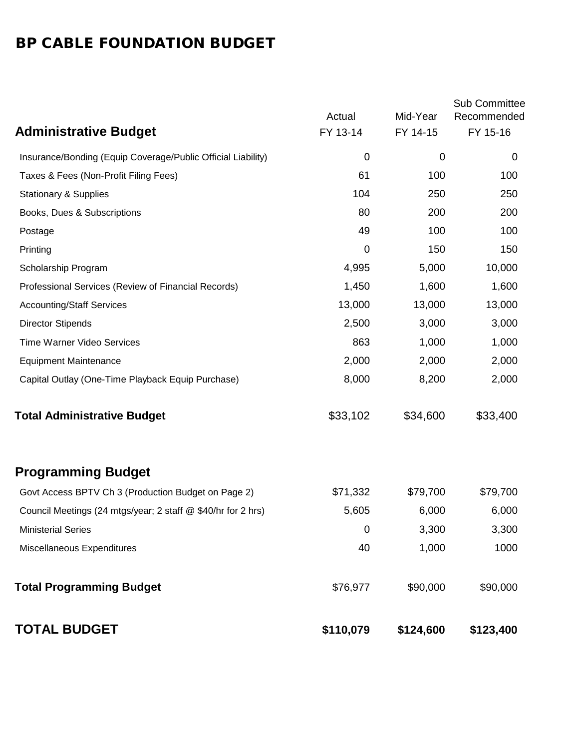# BP CABLE FOUNDATION BUDGET

| Administrative Budget | Actual FY 13-14 | Mid-Year FY 14-15 | Sub Committee Recommended FY 15-16 |
|---|---|---|---|
| Insurance/Bonding (Equip Coverage/Public Official Liability) | 0 | 0 | 0 |
| Taxes & Fees (Non-Profit Filing Fees) | 61 | 100 | 100 |
| Stationary & Supplies | 104 | 250 | 250 |
| Books, Dues & Subscriptions | 80 | 200 | 200 |
| Postage | 49 | 100 | 100 |
| Printing | 0 | 150 | 150 |
| Scholarship Program | 4,995 | 5,000 | 10,000 |
| Professional Services (Review of Financial Records) | 1,450 | 1,600 | 1,600 |
| Accounting/Staff Services | 13,000 | 13,000 | 13,000 |
| Director Stipends | 2,500 | 3,000 | 3,000 |
| Time Warner Video Services | 863 | 1,000 | 1,000 |
| Equipment Maintenance | 2,000 | 2,000 | 2,000 |
| Capital Outlay (One-Time Playback Equip Purchase) | 8,000 | 8,200 | 2,000 |
| **Total Administrative Budget** | $33,102 | $34,600 | $33,400 |
| | | | |
| **Programming Budget** | | | |
| Govt Access BPTV Ch 3 (Production Budget on Page 2) | $71,332 | $79,700 | $79,700 |
| Council Meetings (24 mtgs/year; 2 staff @ $40/hr for 2 hrs) | 5,605 | 6,000 | 6,000 |
| Ministerial Series | 0 | 3,300 | 3,300 |
| Miscellaneous Expenditures | 40 | 1,000 | 1000 |
| **Total Programming Budget** | $76,977 | $90,000 | $90,000 |
| | | | |
| **TOTAL BUDGET** | **$110,079** | **$124,600** | **$123,400** |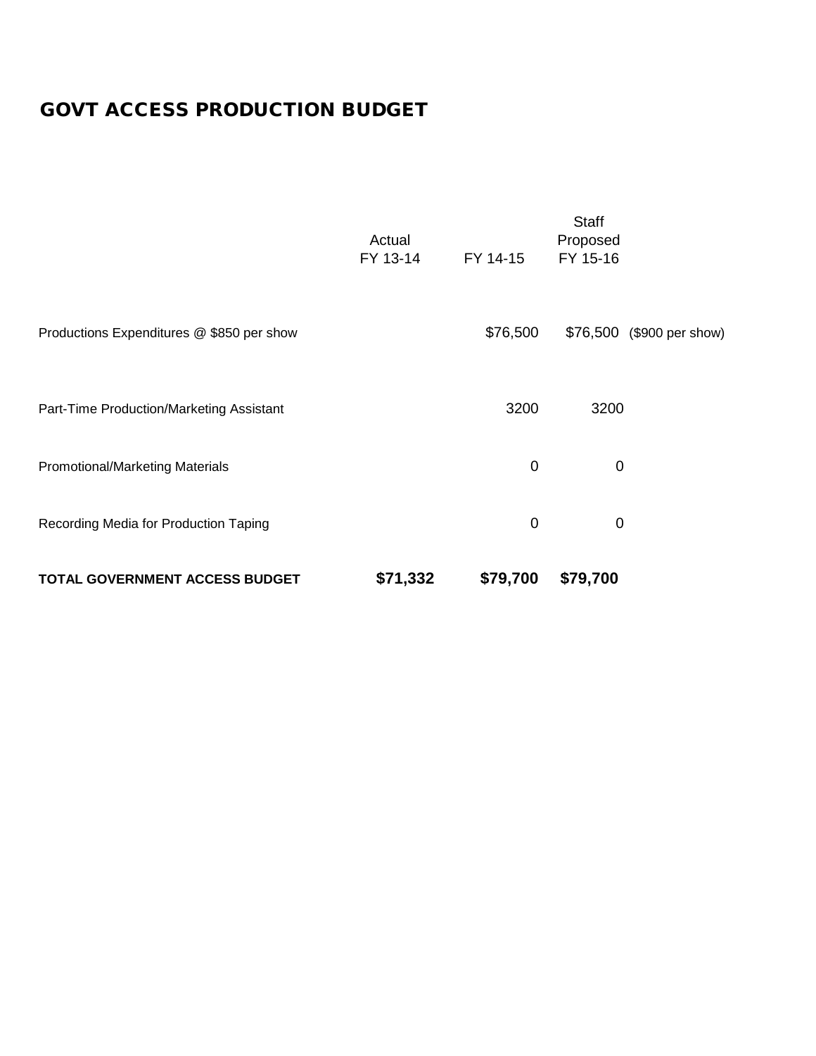# GOVT ACCESS PRODUCTION BUDGET

| | Actual FY 13-14 | FY 14-15 | Staff Proposed FY 15-16 | |
|---|---|---|---|---|
| Productions Expenditures @ $850 per show | | $76,500 | $76,500 | ($900 per show) |
| Part-Time Production/Marketing Assistant | | 3200 | 3200 | |
| Promotional/Marketing Materials | | 0 | 0 | |
| Recording Media for Production Taping | | 0 | 0 | |
| **TOTAL GOVERNMENT ACCESS BUDGET** | **$71,332** | **$79,700** | **$79,700** | |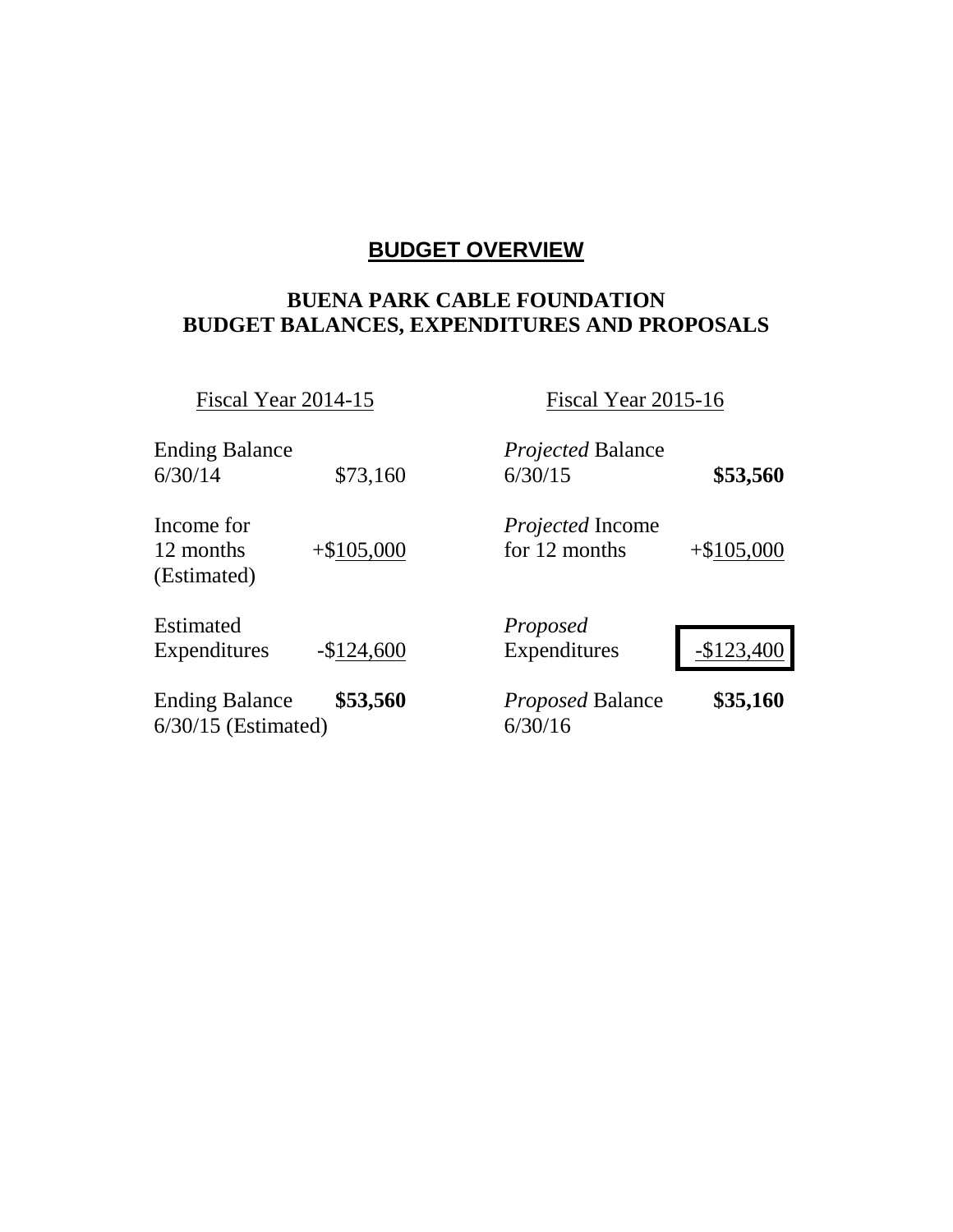## BUDGET OVERVIEW

### BUENA PARK CABLE FOUNDATION
### BUDGET BALANCES, EXPENDITURES AND PROPOSALS

| Fiscal Year 2014-15 | | Fiscal Year 2015-16 | |
|---|---|---|---|
| Ending Balance 6/30/14 | $73,160 | *Projected* Balance 6/30/15 | **$53,560** |
| Income for 12 months (Estimated) | +$105,000 | *Projected* Income for 12 months | +$105,000 |
| Estimated Expenditures | -$124,600 | *Proposed* Expenditures | -$123,400 |
| Ending Balance 6/30/15 (Estimated) | **$53,560** | *Proposed* Balance 6/30/16 | **$35,160** |